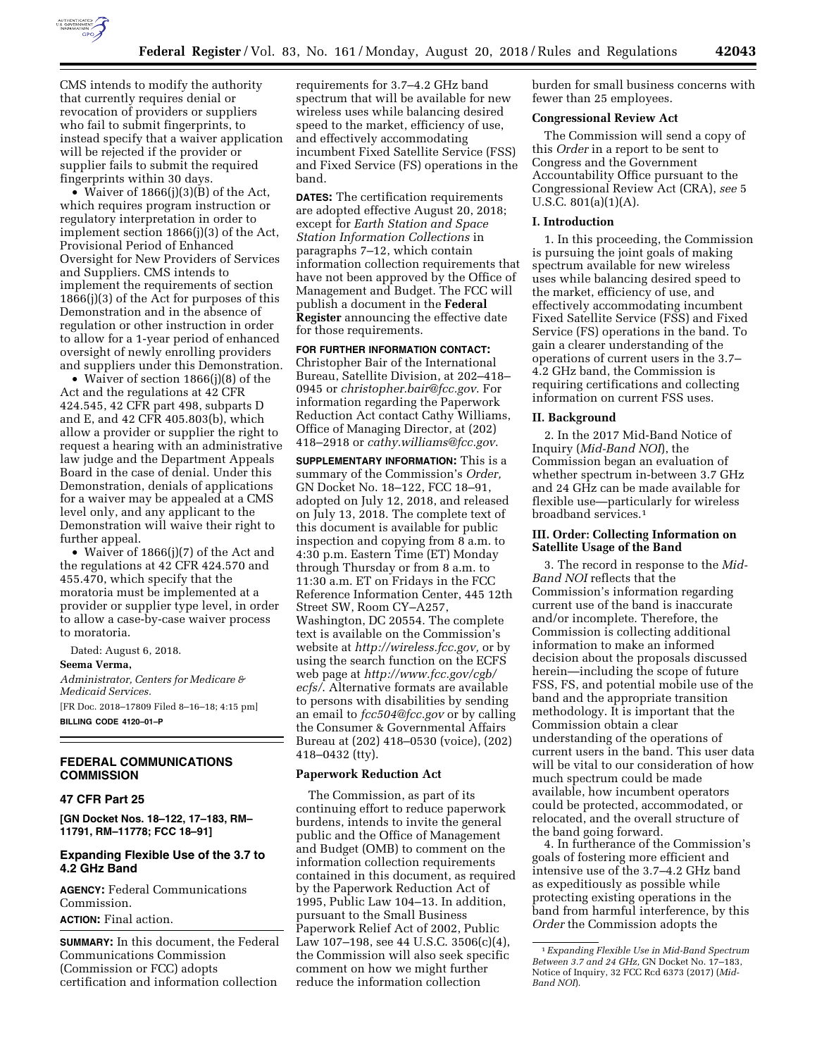CMS intends to modify the authority that currently requires denial or revocation of providers or suppliers who fail to submit fingerprints, to instead specify that a waiver application will be rejected if the provider or supplier fails to submit the required fingerprints within 30 days.

- Waiver of 1866(j)(3)(B) of the Act, which requires program instruction or regulatory interpretation in order to implement section 1866(j)(3) of the Act, Provisional Period of Enhanced Oversight for New Providers of Services and Suppliers. CMS intends to implement the requirements of section 1866(j)(3) of the Act for purposes of this Demonstration and in the absence of regulation or other instruction in order to allow for a 1-year period of enhanced oversight of newly enrolling providers and suppliers under this Demonstration.
- Waiver of section 1866(j)(8) of the Act and the regulations at 42 CFR 424.545, 42 CFR part 498, subparts D and E, and 42 CFR 405.803(b), which allow a provider or supplier the right to request a hearing with an administrative law judge and the Department Appeals Board in the case of denial. Under this Demonstration, denials of applications for a waiver may be appealed at a CMS level only, and any applicant to the Demonstration will waive their right to further appeal.
- Waiver of 1866(j)(7) of the Act and the regulations at 42 CFR 424.570 and 455.470, which specify that the moratoria must be implemented at a provider or supplier type level, in order to allow a case-by-case waiver process to moratoria.

Dated: August 6, 2018.

**Seema Verma,**

*Administrator, Centers for Medicare & Medicaid Services.*

[FR Doc. 2018–17809 Filed 8–16–18; 4:15 pm]

**BILLING CODE 4120–01–P**

## FEDERAL COMMUNICATIONS COMMISSION

### 47 CFR Part 25

**[GN Docket Nos. 18–122, 17–183, RM–11791, RM–11778; FCC 18–91]**

### Expanding Flexible Use of the 3.7 to 4.2 GHz Band

**AGENCY:** Federal Communications Commission.

**ACTION:** Final action.

**SUMMARY:** In this document, the Federal Communications Commission (Commission or FCC) adopts certification and information collection requirements for 3.7–4.2 GHz band spectrum that will be available for new wireless uses while balancing desired speed to the market, efficiency of use, and effectively accommodating incumbent Fixed Satellite Service (FSS) and Fixed Service (FS) operations in the band.

**DATES:** The certification requirements are adopted effective August 20, 2018; except for *Earth Station and Space Station Information Collections* in paragraphs 7–12, which contain information collection requirements that have not been approved by the Office of Management and Budget. The FCC will publish a document in the **Federal Register** announcing the effective date for those requirements.

**FOR FURTHER INFORMATION CONTACT:** Christopher Bair of the International Bureau, Satellite Division, at 202–418–0945 or *christopher.bair@fcc.gov*. For information regarding the Paperwork Reduction Act contact Cathy Williams, Office of Managing Director, at (202) 418–2918 or *cathy.williams@fcc.gov*.

**SUPPLEMENTARY INFORMATION:** This is a summary of the Commission's *Order,* GN Docket No. 18–122, FCC 18–91, adopted on July 12, 2018, and released on July 13, 2018. The complete text of this document is available for public inspection and copying from 8 a.m. to 4:30 p.m. Eastern Time (ET) Monday through Thursday or from 8 a.m. to 11:30 a.m. ET on Fridays in the FCC Reference Information Center, 445 12th Street SW, Room CY–A257, Washington, DC 20554. The complete text is available on the Commission's website at *http://wireless.fcc.gov,* or by using the search function on the ECFS web page at *http://www.fcc.gov/cgb/ecfs/*. Alternative formats are available to persons with disabilities by sending an email to *fcc504@fcc.gov* or by calling the Consumer & Governmental Affairs Bureau at (202) 418–0530 (voice), (202) 418–0432 (tty).

**Paperwork Reduction Act**

The Commission, as part of its continuing effort to reduce paperwork burdens, intends to invite the general public and the Office of Management and Budget (OMB) to comment on the information collection requirements contained in this document, as required by the Paperwork Reduction Act of 1995, Public Law 104–13. In addition, pursuant to the Small Business Paperwork Relief Act of 2002, Public Law 107–198, see 44 U.S.C. 3506(c)(4), the Commission will also seek specific comment on how we might further reduce the information collection burden for small business concerns with fewer than 25 employees.

**Congressional Review Act**

The Commission will send a copy of this *Order* in a report to be sent to Congress and the Government Accountability Office pursuant to the Congressional Review Act (CRA), *see* 5 U.S.C. 801(a)(1)(A).

**I. Introduction**

1. In this proceeding, the Commission is pursuing the joint goals of making spectrum available for new wireless uses while balancing desired speed to the market, efficiency of use, and effectively accommodating incumbent Fixed Satellite Service (FSS) and Fixed Service (FS) operations in the band. To gain a clearer understanding of the operations of current users in the 3.7–4.2 GHz band, the Commission is requiring certifications and collecting information on current FSS uses.

**II. Background**

2. In the 2017 Mid-Band Notice of Inquiry (*Mid-Band NOI*), the Commission began an evaluation of whether spectrum in-between 3.7 GHz and 24 GHz can be made available for flexible use—particularly for wireless broadband services.[1]

**III. Order: Collecting Information on Satellite Usage of the Band**

3. The record in response to the *Mid-Band NOI* reflects that the Commission's information regarding current use of the band is inaccurate and/or incomplete. Therefore, the Commission is collecting additional information to make an informed decision about the proposals discussed herein—including the scope of future FSS, FS, and potential mobile use of the band and the appropriate transition methodology. It is important that the Commission obtain a clear understanding of the operations of current users in the band. This user data will be vital to our consideration of how much spectrum could be made available, how incumbent operators could be protected, accommodated, or relocated, and the overall structure of the band going forward.

4. In furtherance of the Commission's goals of fostering more efficient and intensive use of the 3.7–4.2 GHz band as expeditiously as possible while protecting existing operations in the band from harmful interference, by this *Order* the Commission adopts the

[1] *Expanding Flexible Use in Mid-Band Spectrum Between 3.7 and 24 GHz*, GN Docket No. 17–183, Notice of Inquiry, 32 FCC Rcd 6373 (2017) (*Mid-Band NOI*).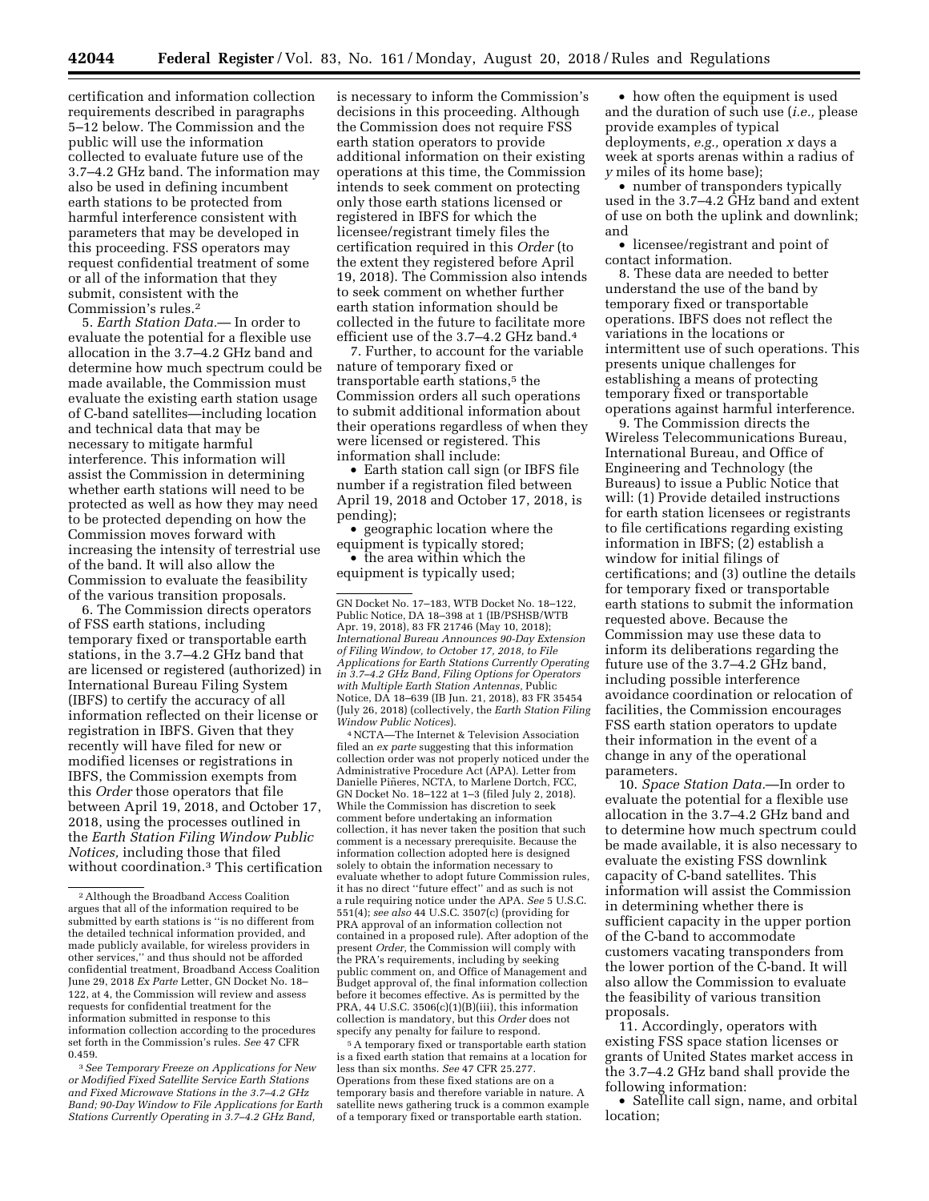certification and information collection requirements described in paragraphs 5–12 below. The Commission and the public will use the information collected to evaluate future use of the 3.7–4.2 GHz band. The information may also be used in defining incumbent earth stations to be protected from harmful interference consistent with parameters that may be developed in this proceeding. FSS operators may request confidential treatment of some or all of the information that they submit, consistent with the Commission's rules.[2]

5. *Earth Station Data.*— In order to evaluate the potential for a flexible use allocation in the 3.7–4.2 GHz band and determine how much spectrum could be made available, the Commission must evaluate the existing earth station usage of C-band satellites—including location and technical data that may be necessary to mitigate harmful interference. This information will assist the Commission in determining whether earth stations will need to be protected as well as how they may need to be protected depending on how the Commission moves forward with increasing the intensity of terrestrial use of the band. It will also allow the Commission to evaluate the feasibility of the various transition proposals.

6. The Commission directs operators of FSS earth stations, including temporary fixed or transportable earth stations, in the 3.7–4.2 GHz band that are licensed or registered (authorized) in International Bureau Filing System (IBFS) to certify the accuracy of all information reflected on their license or registration in IBFS. Given that they recently will have filed for new or modified licenses or registrations in IBFS, the Commission exempts from this *Order* those operators that file between April 19, 2018, and October 17, 2018, using the processes outlined in the *Earth Station Filing Window Public Notices,* including those that filed without coordination.[3] This certification is necessary to inform the Commission's decisions in this proceeding. Although the Commission does not require FSS earth station operators to provide additional information on their existing operations at this time, the Commission intends to seek comment on protecting only those earth stations licensed or registered in IBFS for which the licensee/registrant timely files the certification required in this *Order* (to the extent they registered before April 19, 2018). The Commission also intends to seek comment on whether further earth station information should be collected in the future to facilitate more efficient use of the 3.7–4.2 GHz band.[4]

7. Further, to account for the variable nature of temporary fixed or transportable earth stations,[5] the Commission orders all such operations to submit additional information about their operations regardless of when they were licensed or registered. This information shall include:

- Earth station call sign (or IBFS file number if a registration filed between April 19, 2018 and October 17, 2018, is pending);
- geographic location where the equipment is typically stored;
- the area within which the equipment is typically used;
- how often the equipment is used and the duration of such use (*i.e.,* please provide examples of typical deployments, *e.g.,* operation *x* days a week at sports arenas within a radius of *y* miles of its home base);
- number of transponders typically used in the 3.7–4.2 GHz band and extent of use on both the uplink and downlink; and
- licensee/registrant and point of contact information.

8. These data are needed to better understand the use of the band by temporary fixed or transportable operations. IBFS does not reflect the variations in the locations or intermittent use of such operations. This presents unique challenges for establishing a means of protecting temporary fixed or transportable operations against harmful interference.

9. The Commission directs the Wireless Telecommunications Bureau, International Bureau, and Office of Engineering and Technology (the Bureaus) to issue a Public Notice that will: (1) Provide detailed instructions for earth station licensees or registrants to file certifications regarding existing information in IBFS; (2) establish a window for initial filings of certifications; and (3) outline the details for temporary fixed or transportable earth stations to submit the information requested above. Because the Commission may use these data to inform its deliberations regarding the future use of the 3.7–4.2 GHz band, including possible interference avoidance coordination or relocation of facilities, the Commission encourages FSS earth station operators to update their information in the event of a change in any of the operational parameters.

10. *Space Station Data.*—In order to evaluate the potential for a flexible use allocation in the 3.7–4.2 GHz band and to determine how much spectrum could be made available, it is also necessary to evaluate the existing FSS downlink capacity of C-band satellites. This information will assist the Commission in determining whether there is sufficient capacity in the upper portion of the C-band to accommodate customers vacating transponders from the lower portion of the C-band. It will also allow the Commission to evaluate the feasibility of various transition proposals.

11. Accordingly, operators with existing FSS space station licenses or grants of United States market access in the 3.7–4.2 GHz band shall provide the following information:

- Satellite call sign, name, and orbital location;

---

[2] Although the Broadband Access Coalition argues that all of the information required to be submitted by earth stations is "is no different from the detailed technical information provided, and made publicly available, for wireless providers in other services," and thus should not be afforded confidential treatment, Broadband Access Coalition June 29, 2018 *Ex Parte* Letter, GN Docket No. 18–122, at 4, the Commission will review and assess requests for confidential treatment for the information submitted in response to this information collection according to the procedures set forth in the Commission's rules. *See* 47 CFR 0.459.

[3] *See Temporary Freeze on Applications for New or Modified Fixed Satellite Service Earth Stations and Fixed Microwave Stations in the 3.7–4.2 GHz Band; 90-Day Window to File Applications for Earth Stations Currently Operating in 3.7–4.2 GHz Band,* GN Docket No. 17–183, WTB Docket No. 18–122, Public Notice, DA 18–398 at 1 (IB/PSHSB/WTB Apr. 19, 2018), 83 FR 21746 (May 10, 2018); *International Bureau Announces 90-Day Extension of Filing Window, to October 17, 2018, to File Applications for Earth Stations Currently Operating in 3.7–4.2 GHz Band, Filing Options for Operators with Multiple Earth Station Antennas,* Public Notice, DA 18–639 (IB Jun. 21, 2018), 83 FR 35454 (July 26, 2018) (collectively, the *Earth Station Filing Window Public Notices*).

[4] NCTA—The Internet & Television Association filed an *ex parte* suggesting that this information collection order was not properly noticed under the Administrative Procedure Act (APA). Letter from Danielle Piñeres, NCTA, to Marlene Dortch, FCC, GN Docket No. 18–122 at 1–3 (filed July 2, 2018). While the Commission has discretion to seek comment before undertaking an information collection, it has never taken the position that such comment is a necessary prerequisite. Because the information collection adopted here is designed solely to obtain the information necessary to evaluate whether to adopt future Commission rules, it has no direct "future effect" and as such is not a rule requiring notice under the APA. *See* 5 U.S.C. 551(4); *see also* 44 U.S.C. 3507(c) (providing for PRA approval of an information collection not contained in a proposed rule). After adoption of the present *Order,* the Commission will comply with the PRA's requirements, including by seeking public comment on, and Office of Management and Budget approval of, the final information collection before it becomes effective. As is permitted by the PRA, 44 U.S.C. 3506(c)(1)(B)(iii), this information collection is mandatory, but this *Order* does not specify any penalty for failure to respond.

[5] A temporary fixed or transportable earth station is a fixed earth station that remains at a location for less than six months. *See* 47 CFR 25.277. Operations from these fixed stations are on a temporary basis and therefore variable in nature. A satellite news gathering truck is a common example of a temporary fixed or transportable earth station.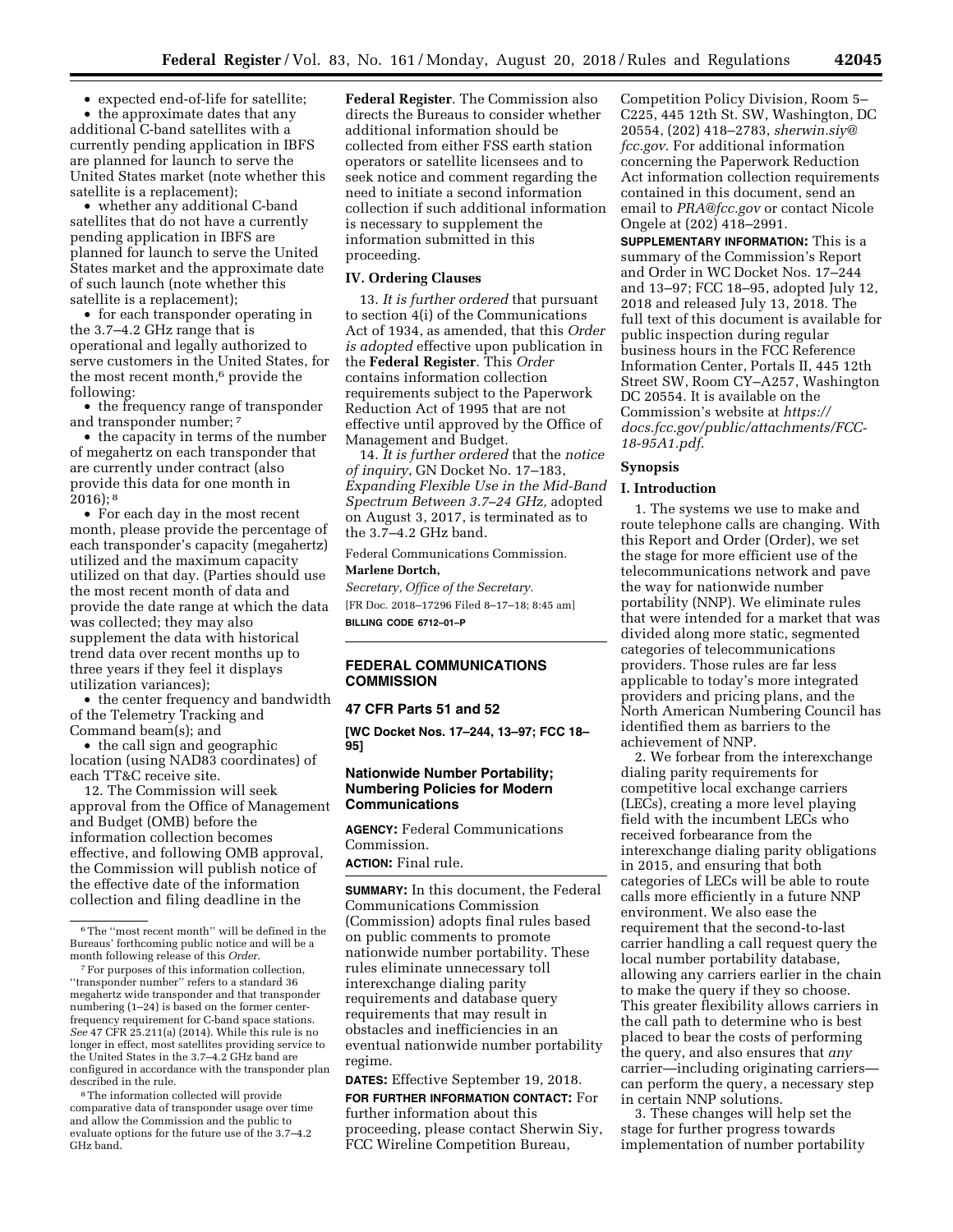- expected end-of-life for satellite;
- the approximate dates that any additional C-band satellites with a currently pending application in IBFS are planned for launch to serve the United States market (note whether this satellite is a replacement);
- whether any additional C-band satellites that do not have a currently pending application in IBFS are planned for launch to serve the United States market and the approximate date of such launch (note whether this satellite is a replacement);
- for each transponder operating in the 3.7–4.2 GHz range that is operational and legally authorized to serve customers in the United States, for the most recent month,[6] provide the following:
- the frequency range of transponder and transponder number; [7]
- the capacity in terms of the number of megahertz on each transponder that are currently under contract (also provide this data for one month in 2016); [8]
- For each day in the most recent month, please provide the percentage of each transponder's capacity (megahertz) utilized and the maximum capacity utilized on that day. (Parties should use the most recent month of data and provide the date range at which the data was collected; they may also supplement the data with historical trend data over recent months up to three years if they feel it displays utilization variances);
- the center frequency and bandwidth of the Telemetry Tracking and Command beam(s); and
- the call sign and geographic location (using NAD83 coordinates) of each TT&C receive site.

12. The Commission will seek approval from the Office of Management and Budget (OMB) before the information collection becomes effective, and following OMB approval, the Commission will publish notice of the effective date of the information collection and filing deadline in the **Federal Register**. The Commission also directs the Bureaus to consider whether additional information should be collected from either FSS earth station operators or satellite licensees and to seek notice and comment regarding the need to initiate a second information collection if such additional information is necessary to supplement the information submitted in this proceeding.

[6] The "most recent month" will be defined in the Bureaus' forthcoming public notice and will be a month following release of this *Order*.

[7] For purposes of this information collection, "transponder number" refers to a standard 36 megahertz wide transponder and that transponder numbering (1–24) is based on the former center-frequency requirement for C-band space stations. *See* 47 CFR 25.211(a) (2014). While this rule is no longer in effect, most satellites providing service to the United States in the 3.7–4.2 GHz band are configured in accordance with the transponder plan described in the rule.

[8] The information collected will provide comparative data of transponder usage over time and allow the Commission and the public to evaluate options for the future use of the 3.7–4.2 GHz band.

## IV. Ordering Clauses

13. *It is further ordered* that pursuant to section 4(i) of the Communications Act of 1934, as amended, that this *Order is adopted* effective upon publication in the **Federal Register**. This *Order* contains information collection requirements subject to the Paperwork Reduction Act of 1995 that are not effective until approved by the Office of Management and Budget.

14. *It is further ordered* that the *notice of inquiry*, GN Docket No. 17–183, *Expanding Flexible Use in the Mid-Band Spectrum Between 3.7–24 GHz,* adopted on August 3, 2017, is terminated as to the 3.7–4.2 GHz band.

Federal Communications Commission.

**Marlene Dortch,**

*Secretary, Office of the Secretary.*

[FR Doc. 2018–17296 Filed 8–17–18; 8:45 am]

**BILLING CODE 6712–01–P**

---

# FEDERAL COMMUNICATIONS COMMISSION

## 47 CFR Parts 51 and 52

**[WC Docket Nos. 17–244, 13–97; FCC 18–95]**

## Nationwide Number Portability; Numbering Policies for Modern Communications

**AGENCY:** Federal Communications Commission.

**ACTION:** Final rule.

**SUMMARY:** In this document, the Federal Communications Commission (Commission) adopts final rules based on public comments to promote nationwide number portability. These rules eliminate unnecessary toll interexchange dialing parity requirements and database query requirements that may result in obstacles and inefficiencies in an eventual nationwide number portability regime.

**DATES:** Effective September 19, 2018.

**FOR FURTHER INFORMATION CONTACT:** For further information about this proceeding, please contact Sherwin Siy, FCC Wireline Competition Bureau, Competition Policy Division, Room 5–C225, 445 12th St. SW, Washington, DC 20554, (202) 418–2783, *sherwin.siy@fcc.gov*. For additional information concerning the Paperwork Reduction Act information collection requirements contained in this document, send an email to *PRA@fcc.gov* or contact Nicole Ongele at (202) 418–2991.

**SUPPLEMENTARY INFORMATION:** This is a summary of the Commission's Report and Order in WC Docket Nos. 17–244 and 13–97; FCC 18–95, adopted July 12, 2018 and released July 13, 2018. The full text of this document is available for public inspection during regular business hours in the FCC Reference Information Center, Portals II, 445 12th Street SW, Room CY–A257, Washington DC 20554. It is available on the Commission's website at *https://docs.fcc.gov/public/attachments/FCC-18-95A1.pdf*.

## Synopsis

### I. Introduction

1. The systems we use to make and route telephone calls are changing. With this Report and Order (Order), we set the stage for more efficient use of the telecommunications network and pave the way for nationwide number portability (NNP). We eliminate rules that were intended for a market that was divided along more static, segmented categories of telecommunications providers. Those rules are far less applicable to today's more integrated providers and pricing plans, and the North American Numbering Council has identified them as barriers to the achievement of NNP.

2. We forbear from the interexchange dialing parity requirements for competitive local exchange carriers (LECs), creating a more level playing field with the incumbent LECs who received forbearance from the interexchange dialing parity obligations in 2015, and ensuring that both categories of LECs will be able to route calls more efficiently in a future NNP environment. We also ease the requirement that the second-to-last carrier handling a call request query the local number portability database, allowing any carriers earlier in the chain to make the query if they so choose. This greater flexibility allows carriers in the call path to determine who is best placed to bear the costs of performing the query, and also ensures that *any* carrier—including originating carriers—can perform the query, a necessary step in certain NNP solutions.

3. These changes will help set the stage for further progress towards implementation of number portability